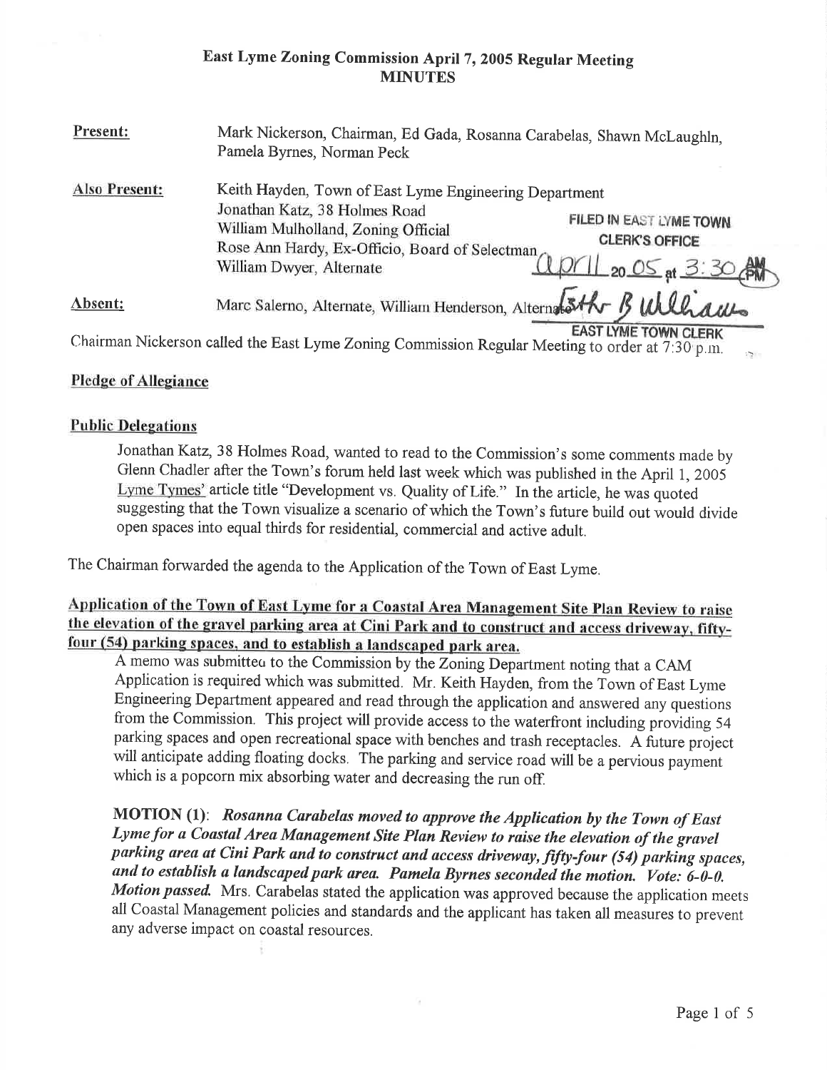# East Lyme Zoning Commission April 7, 2005 Regular Meeting
## MINUTES

**Present:** Mark Nickerson, Chairman, Ed Gada, Rosanna Carabelas, Shawn McLaughln, Pamela Byrnes, Norman Peck

**Also Present:** Keith Hayden, Town of East Lyme Engineering Department
Jonathan Katz, 38 Holmes Road
William Mulholland, Zoning Official
Rose Ann Hardy, Ex-Officio, Board of Selectman
William Dwyer, Alternate

FILED IN EAST LYME TOWN CLERK'S OFFICE
April 20 05 at 3:30 PM
Esther B Williams
EAST LYME TOWN CLERK

**Absent:** Marc Salerno, Alternate, William Henderson, Alternate

Chairman Nickerson called the East Lyme Zoning Commission Regular Meeting to order at 7:30 p.m.

**Pledge of Allegiance**

**Public Delegations**

Jonathan Katz, 38 Holmes Road, wanted to read to the Commission's some comments made by Glenn Chadler after the Town's forum held last week which was published in the April 1, 2005 Lyme Tymes' article title "Development vs. Quality of Life." In the article, he was quoted suggesting that the Town visualize a scenario of which the Town's future build out would divide open spaces into equal thirds for residential, commercial and active adult.

The Chairman forwarded the agenda to the Application of the Town of East Lyme.

**Application of the Town of East Lyme for a Coastal Area Management Site Plan Review to raise the elevation of the gravel parking area at Cini Park and to construct and access driveway, fifty-four (54) parking spaces, and to establish a landscaped park area.**

A memo was submitted to the Commission by the Zoning Department noting that a CAM Application is required which was submitted. Mr. Keith Hayden, from the Town of East Lyme Engineering Department appeared and read through the application and answered any questions from the Commission. This project will provide access to the waterfront including providing 54 parking spaces and open recreational space with benches and trash receptacles. A future project will anticipate adding floating docks. The parking and service road will be a pervious payment which is a popcorn mix absorbing water and decreasing the run off.

**MOTION (1)**: *Rosanna Carabelas moved to approve the Application by the Town of East Lyme for a Coastal Area Management Site Plan Review to raise the elevation of the gravel parking area at Cini Park and to construct and access driveway, fifty-four (54) parking spaces, and to establish a landscaped park area. Pamela Byrnes seconded the motion. Vote: 6-0-0. Motion passed.* Mrs. Carabelas stated the application was approved because the application meets all Coastal Management policies and standards and the applicant has taken all measures to prevent any adverse impact on coastal resources.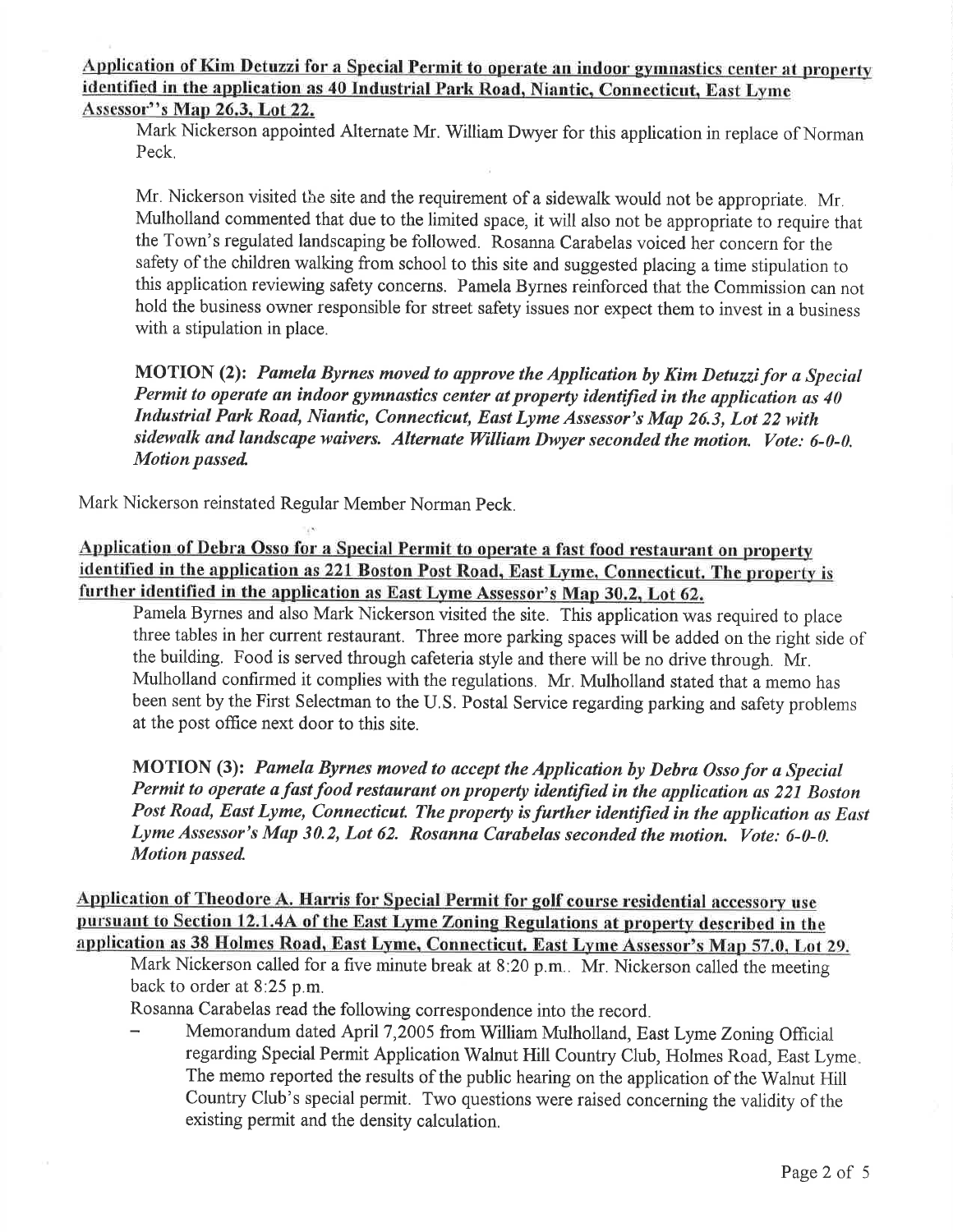**Application of Kim Detuzzi for a Special Permit to operate an indoor gymnastics center at property identified in the application as 40 Industrial Park Road, Niantic, Connecticut, East Lyme Assessor''s Map 26.3, Lot 22.**

Mark Nickerson appointed Alternate Mr. William Dwyer for this application in replace of Norman Peck.

Mr. Nickerson visited the site and the requirement of a sidewalk would not be appropriate. Mr. Mulholland commented that due to the limited space, it will also not be appropriate to require that the Town's regulated landscaping be followed. Rosanna Carabelas voiced her concern for the safety of the children walking from school to this site and suggested placing a time stipulation to this application reviewing safety concerns. Pamela Byrnes reinforced that the Commission can not hold the business owner responsible for street safety issues nor expect them to invest in a business with a stipulation in place.

**MOTION (2):** ***Pamela Byrnes moved to approve the Application by Kim Detuzzi for a Special Permit to operate an indoor gymnastics center at property identified in the application as 40 Industrial Park Road, Niantic, Connecticut, East Lyme Assessor's Map 26.3, Lot 22 with sidewalk and landscape waivers. Alternate William Dwyer seconded the motion. Vote: 6-0-0. Motion passed.***

Mark Nickerson reinstated Regular Member Norman Peck.

**Application of Debra Osso for a Special Permit to operate a fast food restaurant on property identified in the application as 221 Boston Post Road, East Lyme, Connecticut. The property is further identified in the application as East Lyme Assessor's Map 30.2, Lot 62.**

Pamela Byrnes and also Mark Nickerson visited the site. This application was required to place three tables in her current restaurant. Three more parking spaces will be added on the right side of the building. Food is served through cafeteria style and there will be no drive through. Mr. Mulholland confirmed it complies with the regulations. Mr. Mulholland stated that a memo has been sent by the First Selectman to the U.S. Postal Service regarding parking and safety problems at the post office next door to this site.

**MOTION (3):** ***Pamela Byrnes moved to accept the Application by Debra Osso for a Special Permit to operate a fast food restaurant on property identified in the application as 221 Boston Post Road, East Lyme, Connecticut. The property is further identified in the application as East Lyme Assessor's Map 30.2, Lot 62. Rosanna Carabelas seconded the motion. Vote: 6-0-0. Motion passed.***

**Application of Theodore A. Harris for Special Permit for golf course residential accessory use pursuant to Section 12.1.4A of the East Lyme Zoning Regulations at property described in the application as 38 Holmes Road, East Lyme, Connecticut. East Lyme Assessor's Map 57.0, Lot 29.**

Mark Nickerson called for a five minute break at 8:20 p.m.. Mr. Nickerson called the meeting back to order at 8:25 p.m.

Rosanna Carabelas read the following correspondence into the record.

- Memorandum dated April 7,2005 from William Mulholland, East Lyme Zoning Official regarding Special Permit Application Walnut Hill Country Club, Holmes Road, East Lyme. The memo reported the results of the public hearing on the application of the Walnut Hill Country Club's special permit. Two questions were raised concerning the validity of the existing permit and the density calculation.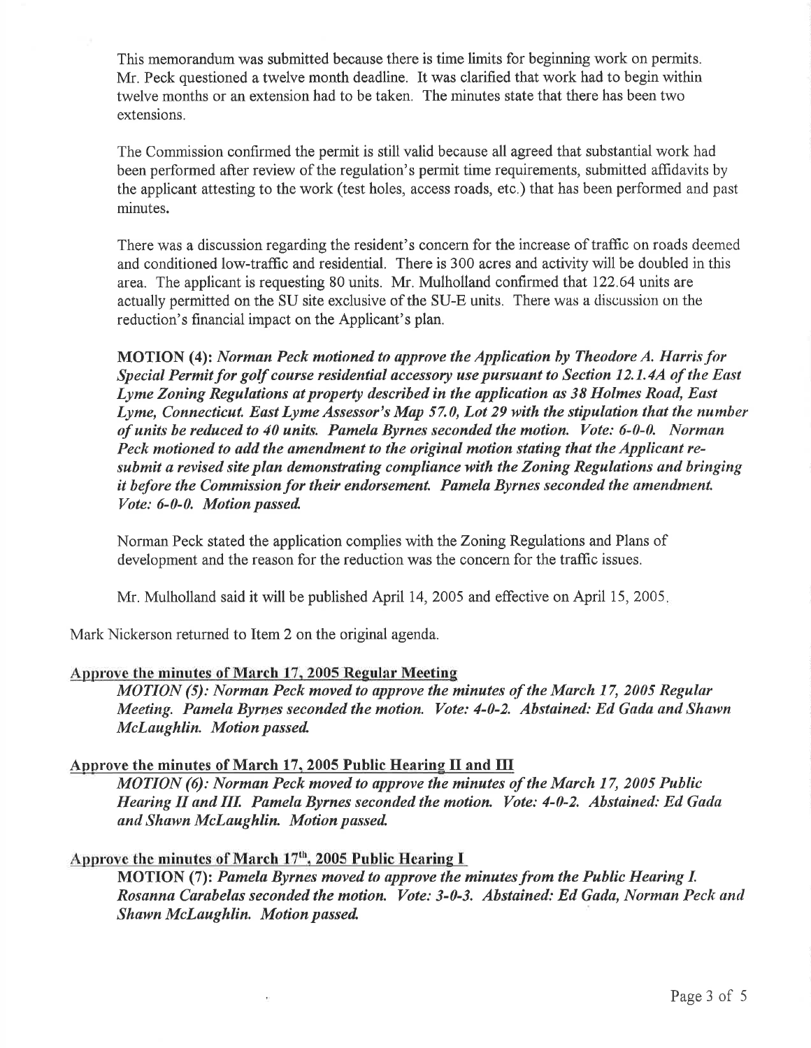This memorandum was submitted because there is time limits for beginning work on permits. Mr. Peck questioned a twelve month deadline. It was clarified that work had to begin within twelve months or an extension had to be taken. The minutes state that there has been two extensions.

The Commission confirmed the permit is still valid because all agreed that substantial work had been performed after review of the regulation's permit time requirements, submitted affidavits by the applicant attesting to the work (test holes, access roads, etc.) that has been performed and past minutes.

There was a discussion regarding the resident's concern for the increase of traffic on roads deemed and conditioned low-traffic and residential. There is 300 acres and activity will be doubled in this area. The applicant is requesting 80 units. Mr. Mulholland confirmed that 122.64 units are actually permitted on the SU site exclusive of the SU-E units. There was a discussion on the reduction's financial impact on the Applicant's plan.

**MOTION (4):** *Norman Peck motioned to approve the Application by Theodore A. Harris for Special Permit for golf course residential accessory use pursuant to Section 12.1.4A of the East Lyme Zoning Regulations at property described in the application as 38 Holmes Road, East Lyme, Connecticut. East Lyme Assessor's Map 57.0, Lot 29 with the stipulation that the number of units be reduced to 40 units. Pamela Byrnes seconded the motion. Vote: 6-0-0. Norman Peck motioned to add the amendment to the original motion stating that the Applicant re-submit a revised site plan demonstrating compliance with the Zoning Regulations and bringing it before the Commission for their endorsement. Pamela Byrnes seconded the amendment. Vote: 6-0-0. Motion passed.*

Norman Peck stated the application complies with the Zoning Regulations and Plans of development and the reason for the reduction was the concern for the traffic issues.

Mr. Mulholland said it will be published April 14, 2005 and effective on April 15, 2005.

Mark Nickerson returned to Item 2 on the original agenda.

**Approve the minutes of March 17, 2005 Regular Meeting**

*MOTION (5): Norman Peck moved to approve the minutes of the March 17, 2005 Regular Meeting. Pamela Byrnes seconded the motion. Vote: 4-0-2. Abstained: Ed Gada and Shawn McLaughlin. Motion passed.*

**Approve the minutes of March 17, 2005 Public Hearing II and III**

*MOTION (6): Norman Peck moved to approve the minutes of the March 17, 2005 Public Hearing II and III. Pamela Byrnes seconded the motion. Vote: 4-0-2. Abstained: Ed Gada and Shawn McLaughlin. Motion passed.*

**Approve the minutes of March 17th, 2005 Public Hearing I**

**MOTION (7):** *Pamela Byrnes moved to approve the minutes from the Public Hearing I. Rosanna Carabelas seconded the motion. Vote: 3-0-3. Abstained: Ed Gada, Norman Peck and Shawn McLaughlin. Motion passed.*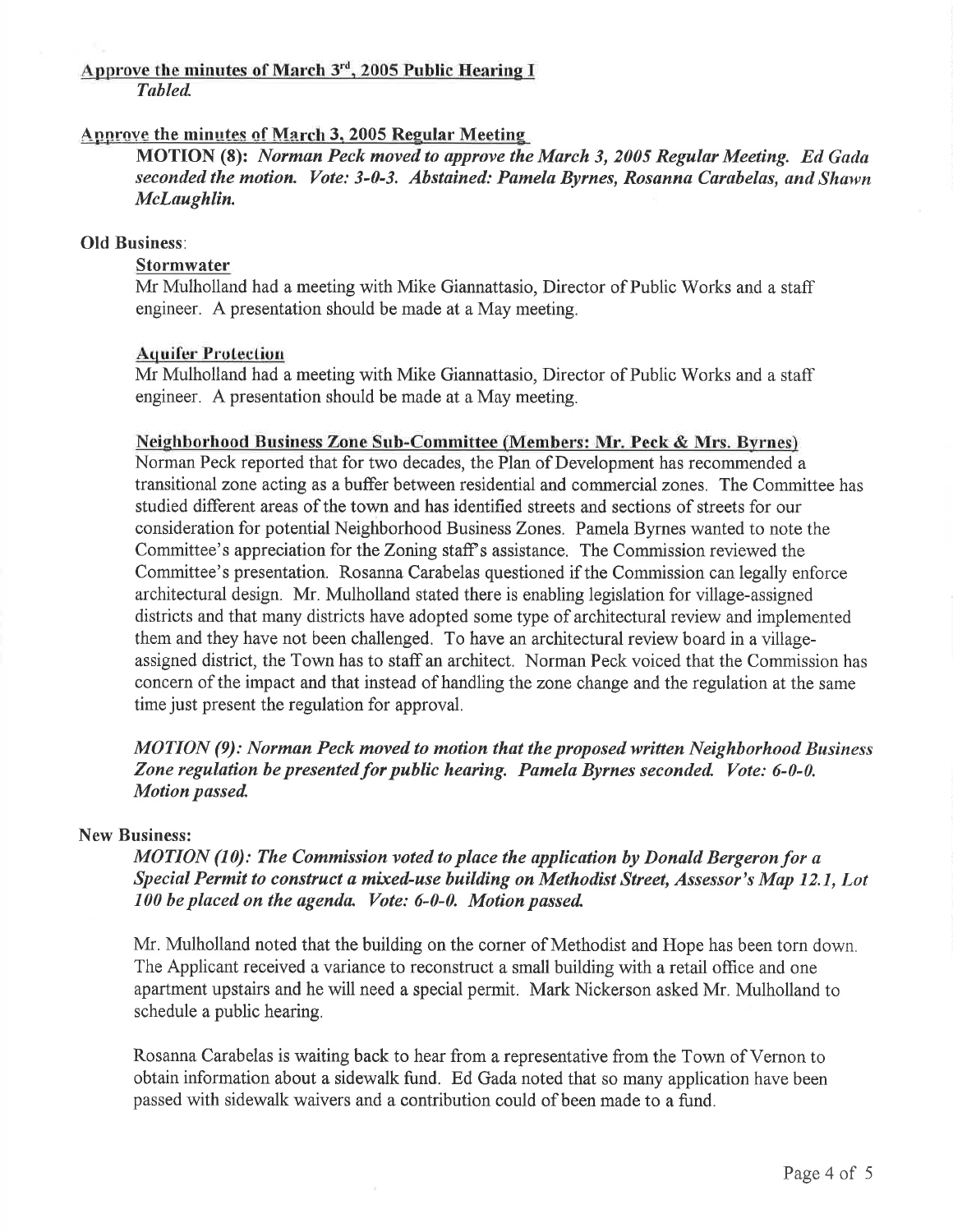**Approve the minutes of March 3rd, 2005 Public Hearing I**

*Tabled.*

**Approve the minutes of March 3, 2005 Regular Meeting**

**MOTION (8):** ***Norman Peck moved to approve the March 3, 2005 Regular Meeting. Ed Gada seconded the motion. Vote: 3-0-3. Abstained: Pamela Byrnes, Rosanna Carabelas, and Shawn McLaughlin.***

**Old Business:**

**Stormwater**

Mr Mulholland had a meeting with Mike Giannattasio, Director of Public Works and a staff engineer. A presentation should be made at a May meeting.

**Aquifer Protection**

Mr Mulholland had a meeting with Mike Giannattasio, Director of Public Works and a staff engineer. A presentation should be made at a May meeting.

**Neighborhood Business Zone Sub-Committee (Members: Mr. Peck & Mrs. Byrnes)**

Norman Peck reported that for two decades, the Plan of Development has recommended a transitional zone acting as a buffer between residential and commercial zones. The Committee has studied different areas of the town and has identified streets and sections of streets for our consideration for potential Neighborhood Business Zones. Pamela Byrnes wanted to note the Committee's appreciation for the Zoning staff's assistance. The Commission reviewed the Committee's presentation. Rosanna Carabelas questioned if the Commission can legally enforce architectural design. Mr. Mulholland stated there is enabling legislation for village-assigned districts and that many districts have adopted some type of architectural review and implemented them and they have not been challenged. To have an architectural review board in a village-assigned district, the Town has to staff an architect. Norman Peck voiced that the Commission has concern of the impact and that instead of handling the zone change and the regulation at the same time just present the regulation for approval.

***MOTION (9): Norman Peck moved to motion that the proposed written Neighborhood Business Zone regulation be presented for public hearing. Pamela Byrnes seconded. Vote: 6-0-0. Motion passed.***

**New Business:**

***MOTION (10): The Commission voted to place the application by Donald Bergeron for a Special Permit to construct a mixed-use building on Methodist Street, Assessor's Map 12.1, Lot 100 be placed on the agenda. Vote: 6-0-0. Motion passed.***

Mr. Mulholland noted that the building on the corner of Methodist and Hope has been torn down. The Applicant received a variance to reconstruct a small building with a retail office and one apartment upstairs and he will need a special permit. Mark Nickerson asked Mr. Mulholland to schedule a public hearing.

Rosanna Carabelas is waiting back to hear from a representative from the Town of Vernon to obtain information about a sidewalk fund. Ed Gada noted that so many application have been passed with sidewalk waivers and a contribution could of been made to a fund.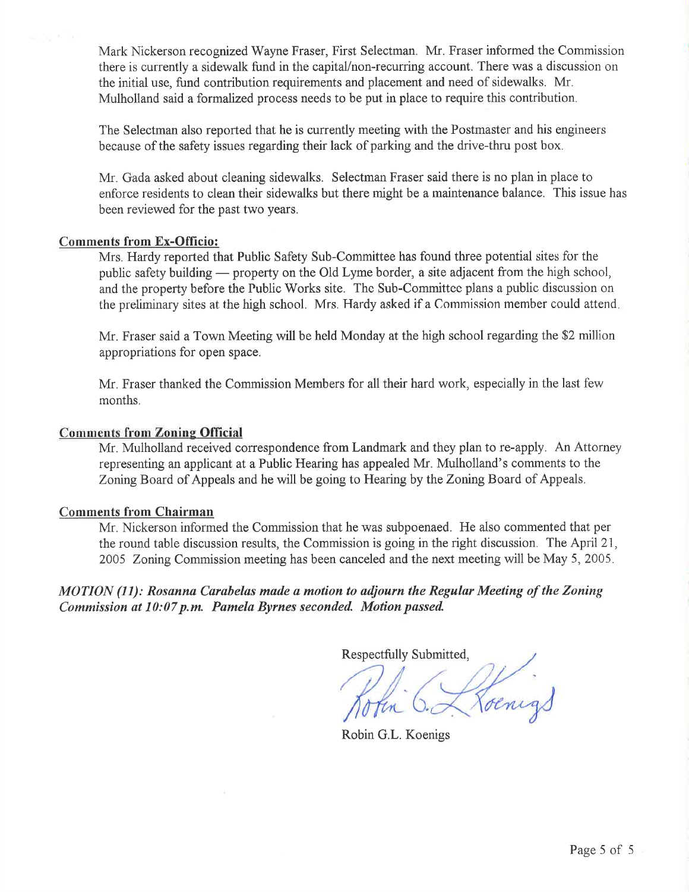Mark Nickerson recognized Wayne Fraser, First Selectman. Mr. Fraser informed the Commission there is currently a sidewalk fund in the capital/non-recurring account. There was a discussion on the initial use, fund contribution requirements and placement and need of sidewalks. Mr. Mulholland said a formalized process needs to be put in place to require this contribution.

The Selectman also reported that he is currently meeting with the Postmaster and his engineers because of the safety issues regarding their lack of parking and the drive-thru post box.

Mr. Gada asked about cleaning sidewalks. Selectman Fraser said there is no plan in place to enforce residents to clean their sidewalks but there might be a maintenance balance. This issue has been reviewed for the past two years.

**Comments from Ex-Officio:**

Mrs. Hardy reported that Public Safety Sub-Committee has found three potential sites for the public safety building — property on the Old Lyme border, a site adjacent from the high school, and the property before the Public Works site. The Sub-Committee plans a public discussion on the preliminary sites at the high school. Mrs. Hardy asked if a Commission member could attend.

Mr. Fraser said a Town Meeting will be held Monday at the high school regarding the $2 million appropriations for open space.

Mr. Fraser thanked the Commission Members for all their hard work, especially in the last few months.

**Comments from Zoning Official**

Mr. Mulholland received correspondence from Landmark and they plan to re-apply. An Attorney representing an applicant at a Public Hearing has appealed Mr. Mulholland's comments to the Zoning Board of Appeals and he will be going to Hearing by the Zoning Board of Appeals.

**Comments from Chairman**

Mr. Nickerson informed the Commission that he was subpoenaed. He also commented that per the round table discussion results, the Commission is going in the right discussion. The April 21, 2005 Zoning Commission meeting has been canceled and the next meeting will be May 5, 2005.

***MOTION (11): Rosanna Carabelas made a motion to adjourn the Regular Meeting of the Zoning Commission at 10:07 p.m. Pamela Byrnes seconded. Motion passed.***

Respectfully Submitted,

Robin G.L. Koenigs